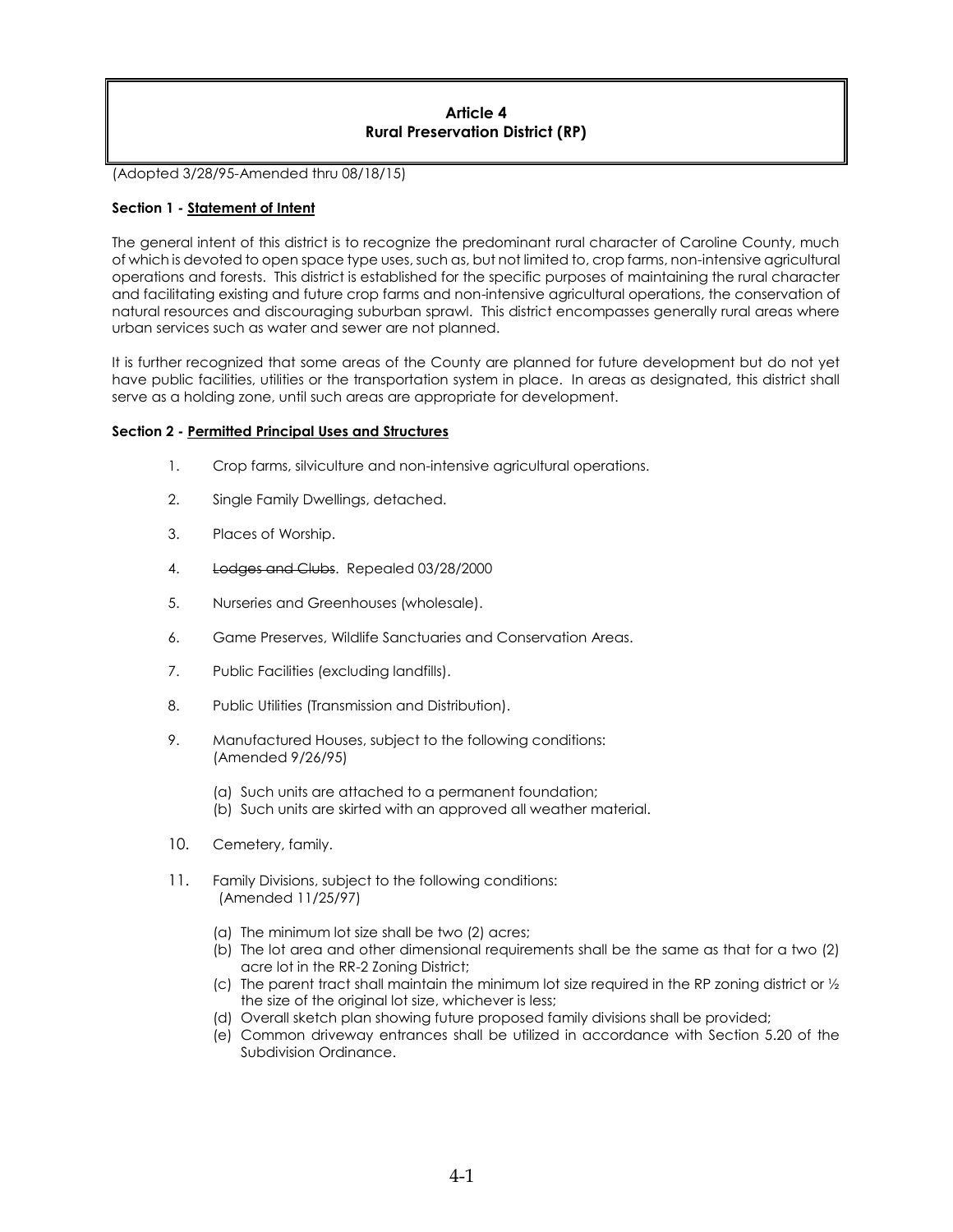# Article 4
# Rural Preservation District (RP)

(Adopted 3/28/95-Amended thru 08/18/15)

### Section 1 - Statement of Intent

The general intent of this district is to recognize the predominant rural character of Caroline County, much of which is devoted to open space type uses, such as, but not limited to, crop farms, non-intensive agricultural operations and forests. This district is established for the specific purposes of maintaining the rural character and facilitating existing and future crop farms and non-intensive agricultural operations, the conservation of natural resources and discouraging suburban sprawl. This district encompasses generally rural areas where urban services such as water and sewer are not planned.

It is further recognized that some areas of the County are planned for future development but do not yet have public facilities, utilities or the transportation system in place. In areas as designated, this district shall serve as a holding zone, until such areas are appropriate for development.

### Section 2 - Permitted Principal Uses and Structures

1. Crop farms, silviculture and non-intensive agricultural operations.
2. Single Family Dwellings, detached.
3. Places of Worship.
4. ~~Lodges and Clubs~~. Repealed 03/28/2000
5. Nurseries and Greenhouses (wholesale).
6. Game Preserves, Wildlife Sanctuaries and Conservation Areas.
7. Public Facilities (excluding landfills).
8. Public Utilities (Transmission and Distribution).
9. Manufactured Houses, subject to the following conditions: (Amended 9/26/95)
   - (a) Such units are attached to a permanent foundation;
   - (b) Such units are skirted with an approved all weather material.
10. Cemetery, family.
11. Family Divisions, subject to the following conditions: (Amended 11/25/97)
    - (a) The minimum lot size shall be two (2) acres;
    - (b) The lot area and other dimensional requirements shall be the same as that for a two (2) acre lot in the RR-2 Zoning District;
    - (c) The parent tract shall maintain the minimum lot size required in the RP zoning district or ½ the size of the original lot size, whichever is less;
    - (d) Overall sketch plan showing future proposed family divisions shall be provided;
    - (e) Common driveway entrances shall be utilized in accordance with Section 5.20 of the Subdivision Ordinance.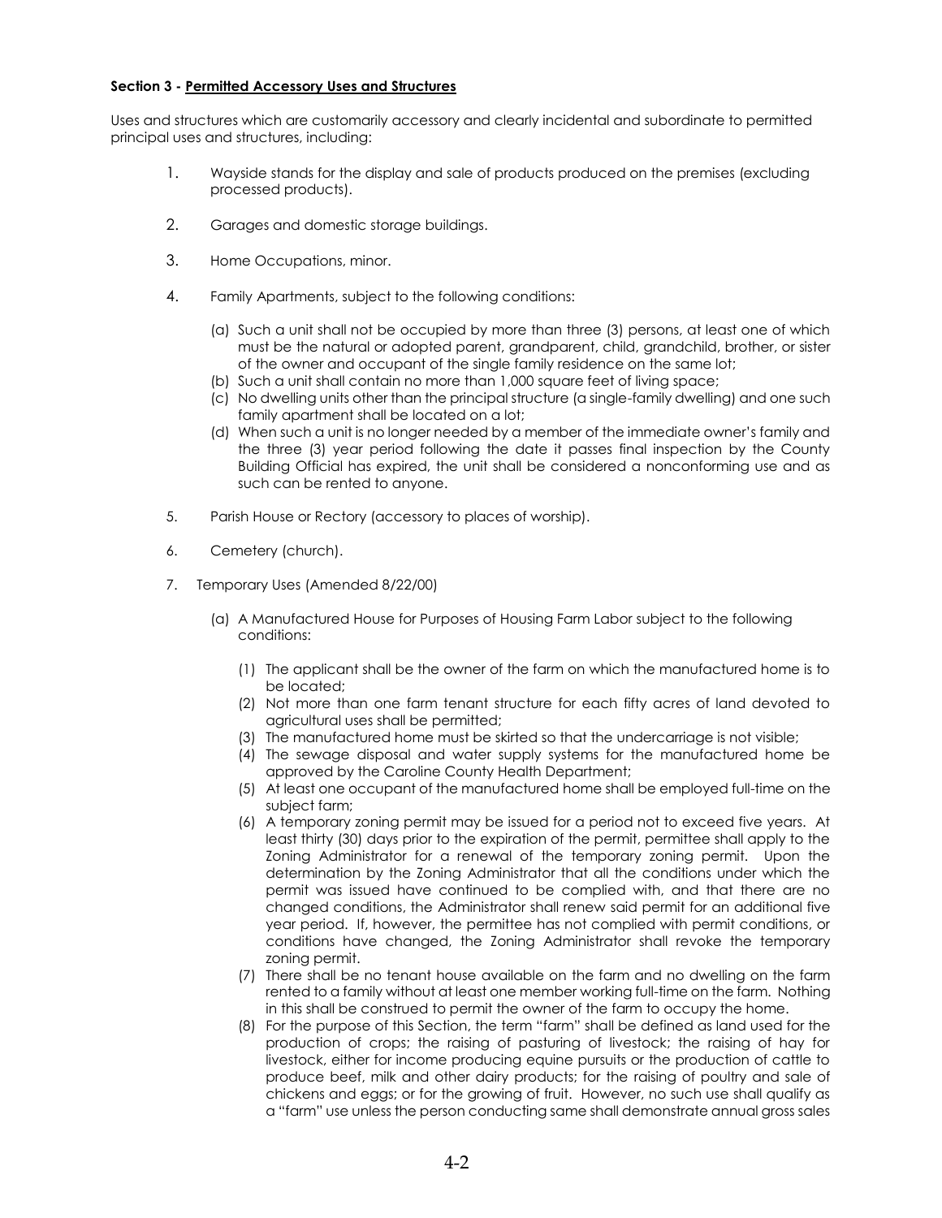**Section 3 - Permitted Accessory Uses and Structures**

Uses and structures which are customarily accessory and clearly incidental and subordinate to permitted principal uses and structures, including:

1. Wayside stands for the display and sale of products produced on the premises (excluding processed products).

2. Garages and domestic storage buildings.

3. Home Occupations, minor.

4. Family Apartments, subject to the following conditions:

   (a) Such a unit shall not be occupied by more than three (3) persons, at least one of which must be the natural or adopted parent, grandparent, child, grandchild, brother, or sister of the owner and occupant of the single family residence on the same lot;
   (b) Such a unit shall contain no more than 1,000 square feet of living space;
   (c) No dwelling units other than the principal structure (a single-family dwelling) and one such family apartment shall be located on a lot;
   (d) When such a unit is no longer needed by a member of the immediate owner's family and the three (3) year period following the date it passes final inspection by the County Building Official has expired, the unit shall be considered a nonconforming use and as such can be rented to anyone.

5. Parish House or Rectory (accessory to places of worship).

6. Cemetery (church).

7. Temporary Uses (Amended 8/22/00)

   (a) A Manufactured House for Purposes of Housing Farm Labor subject to the following conditions:

      (1) The applicant shall be the owner of the farm on which the manufactured home is to be located;
      (2) Not more than one farm tenant structure for each fifty acres of land devoted to agricultural uses shall be permitted;
      (3) The manufactured home must be skirted so that the undercarriage is not visible;
      (4) The sewage disposal and water supply systems for the manufactured home be approved by the Caroline County Health Department;
      (5) At least one occupant of the manufactured home shall be employed full-time on the subject farm;
      (6) A temporary zoning permit may be issued for a period not to exceed five years. At least thirty (30) days prior to the expiration of the permit, permittee shall apply to the Zoning Administrator for a renewal of the temporary zoning permit. Upon the determination by the Zoning Administrator that all the conditions under which the permit was issued have continued to be complied with, and that there are no changed conditions, the Administrator shall renew said permit for an additional five year period. If, however, the permittee has not complied with permit conditions, or conditions have changed, the Zoning Administrator shall revoke the temporary zoning permit.
      (7) There shall be no tenant house available on the farm and no dwelling on the farm rented to a family without at least one member working full-time on the farm. Nothing in this shall be construed to permit the owner of the farm to occupy the home.
      (8) For the purpose of this Section, the term "farm" shall be defined as land used for the production of crops; the raising of pasturing of livestock; the raising of hay for livestock, either for income producing equine pursuits or the production of cattle to produce beef, milk and other dairy products; for the raising of poultry and sale of chickens and eggs; or for the growing of fruit. However, no such use shall qualify as a "farm" use unless the person conducting same shall demonstrate annual gross sales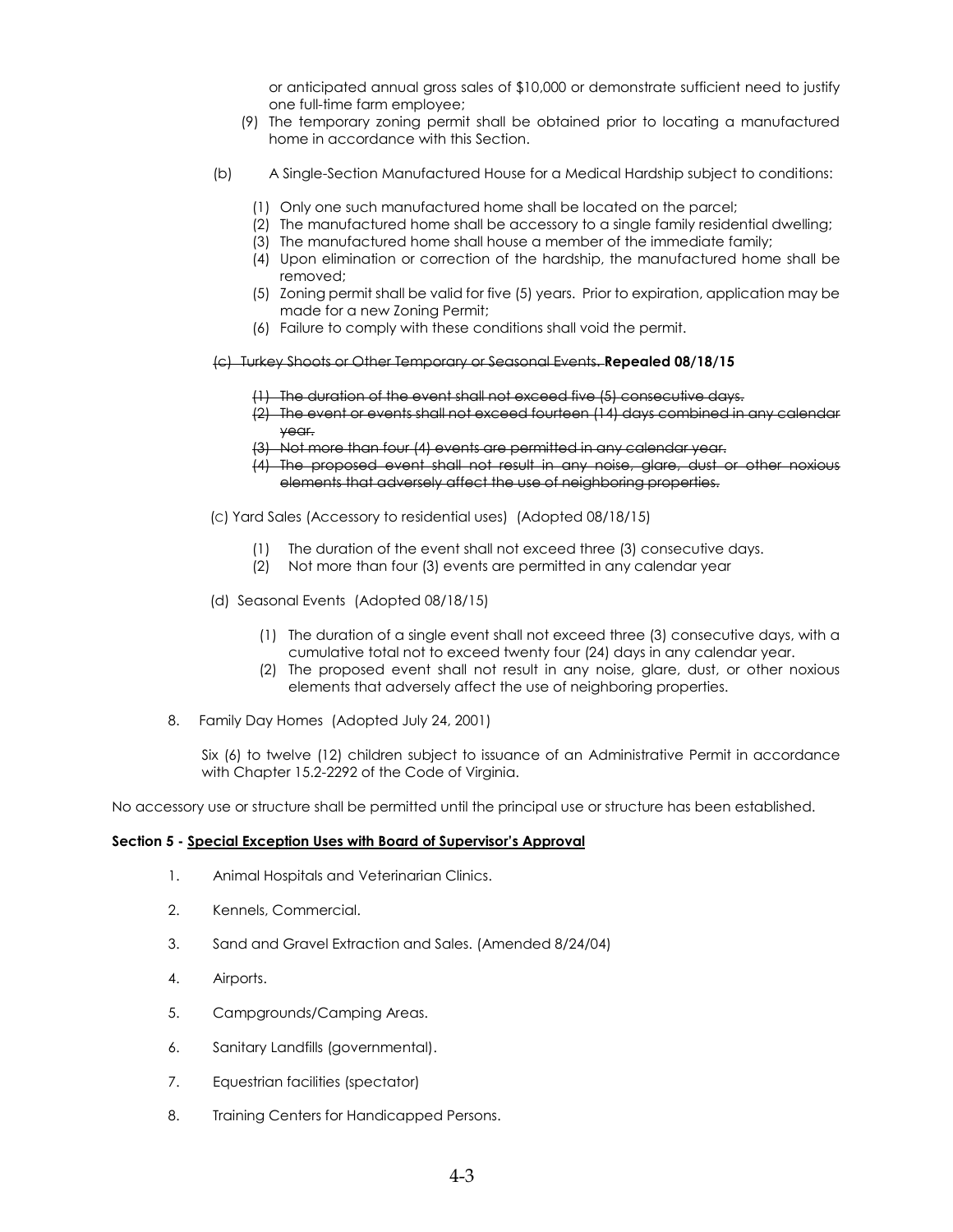or anticipated annual gross sales of $10,000 or demonstrate sufficient need to justify one full-time farm employee;

(9) The temporary zoning permit shall be obtained prior to locating a manufactured home in accordance with this Section.

(b) A Single-Section Manufactured House for a Medical Hardship subject to conditions:

(1) Only one such manufactured home shall be located on the parcel;
(2) The manufactured home shall be accessory to a single family residential dwelling;
(3) The manufactured home shall house a member of the immediate family;
(4) Upon elimination or correction of the hardship, the manufactured home shall be removed;
(5) Zoning permit shall be valid for five (5) years. Prior to expiration, application may be made for a new Zoning Permit;
(6) Failure to comply with these conditions shall void the permit.

~~(c) Turkey Shoots or Other Temporary or Seasonal Events.~~ **Repealed 08/18/15**

~~(1) The duration of the event shall not exceed five (5) consecutive days.~~
~~(2) The event or events shall not exceed fourteen (14) days combined in any calendar year.~~
~~(3) Not more than four (4) events are permitted in any calendar year.~~
~~(4) The proposed event shall not result in any noise, glare, dust or other noxious elements that adversely affect the use of neighboring properties.~~

(C) Yard Sales (Accessory to residential uses) (Adopted 08/18/15)

(1) The duration of the event shall not exceed three (3) consecutive days.
(2) Not more than four (3) events are permitted in any calendar year

(d) Seasonal Events (Adopted 08/18/15)

(1) The duration of a single event shall not exceed three (3) consecutive days, with a cumulative total not to exceed twenty four (24) days in any calendar year.
(2) The proposed event shall not result in any noise, glare, dust, or other noxious elements that adversely affect the use of neighboring properties.

8. Family Day Homes (Adopted July 24, 2001)

Six (6) to twelve (12) children subject to issuance of an Administrative Permit in accordance with Chapter 15.2-2292 of the Code of Virginia.

No accessory use or structure shall be permitted until the principal use or structure has been established.

**Section 5 - Special Exception Uses with Board of Supervisor's Approval**

1. Animal Hospitals and Veterinarian Clinics.
2. Kennels, Commercial.
3. Sand and Gravel Extraction and Sales. (Amended 8/24/04)
4. Airports.
5. Campgrounds/Camping Areas.
6. Sanitary Landfills (governmental).
7. Equestrian facilities (spectator)
8. Training Centers for Handicapped Persons.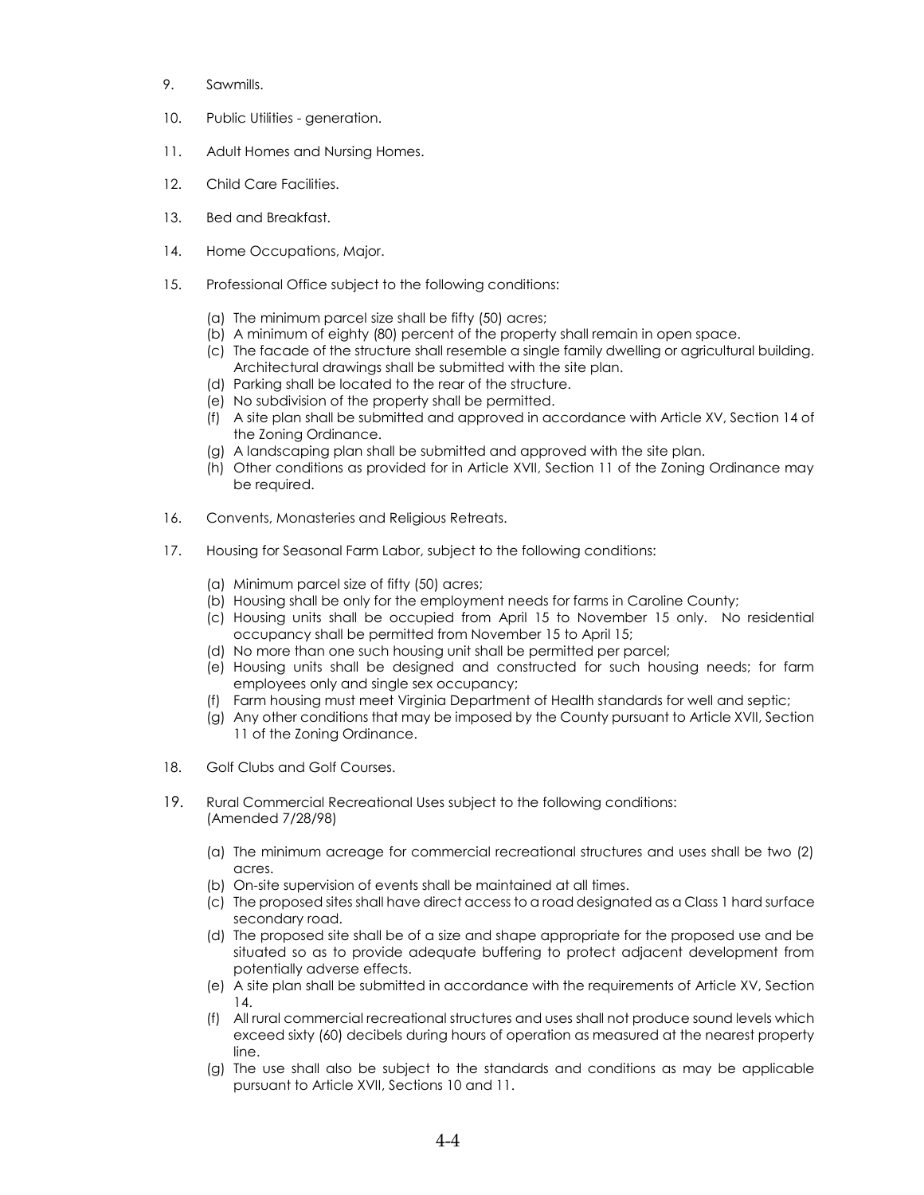9. Sawmills.

10. Public Utilities - generation.

11. Adult Homes and Nursing Homes.

12. Child Care Facilities.

13. Bed and Breakfast.

14. Home Occupations, Major.

15. Professional Office subject to the following conditions:

    (a) The minimum parcel size shall be fifty (50) acres;
    (b) A minimum of eighty (80) percent of the property shall remain in open space.
    (c) The facade of the structure shall resemble a single family dwelling or agricultural building. Architectural drawings shall be submitted with the site plan.
    (d) Parking shall be located to the rear of the structure.
    (e) No subdivision of the property shall be permitted.
    (f) A site plan shall be submitted and approved in accordance with Article XV, Section 14 of the Zoning Ordinance.
    (g) A landscaping plan shall be submitted and approved with the site plan.
    (h) Other conditions as provided for in Article XVII, Section 11 of the Zoning Ordinance may be required.

16. Convents, Monasteries and Religious Retreats.

17. Housing for Seasonal Farm Labor, subject to the following conditions:

    (a) Minimum parcel size of fifty (50) acres;
    (b) Housing shall be only for the employment needs for farms in Caroline County;
    (c) Housing units shall be occupied from April 15 to November 15 only. No residential occupancy shall be permitted from November 15 to April 15;
    (d) No more than one such housing unit shall be permitted per parcel;
    (e) Housing units shall be designed and constructed for such housing needs; for farm employees only and single sex occupancy;
    (f) Farm housing must meet Virginia Department of Health standards for well and septic;
    (g) Any other conditions that may be imposed by the County pursuant to Article XVII, Section 11 of the Zoning Ordinance.

18. Golf Clubs and Golf Courses.

19. Rural Commercial Recreational Uses subject to the following conditions: (Amended 7/28/98)

    (a) The minimum acreage for commercial recreational structures and uses shall be two (2) acres.
    (b) On-site supervision of events shall be maintained at all times.
    (c) The proposed sites shall have direct access to a road designated as a Class 1 hard surface secondary road.
    (d) The proposed site shall be of a size and shape appropriate for the proposed use and be situated so as to provide adequate buffering to protect adjacent development from potentially adverse effects.
    (e) A site plan shall be submitted in accordance with the requirements of Article XV, Section 14.
    (f) All rural commercial recreational structures and uses shall not produce sound levels which exceed sixty (60) decibels during hours of operation as measured at the nearest property line.
    (g) The use shall also be subject to the standards and conditions as may be applicable pursuant to Article XVII, Sections 10 and 11.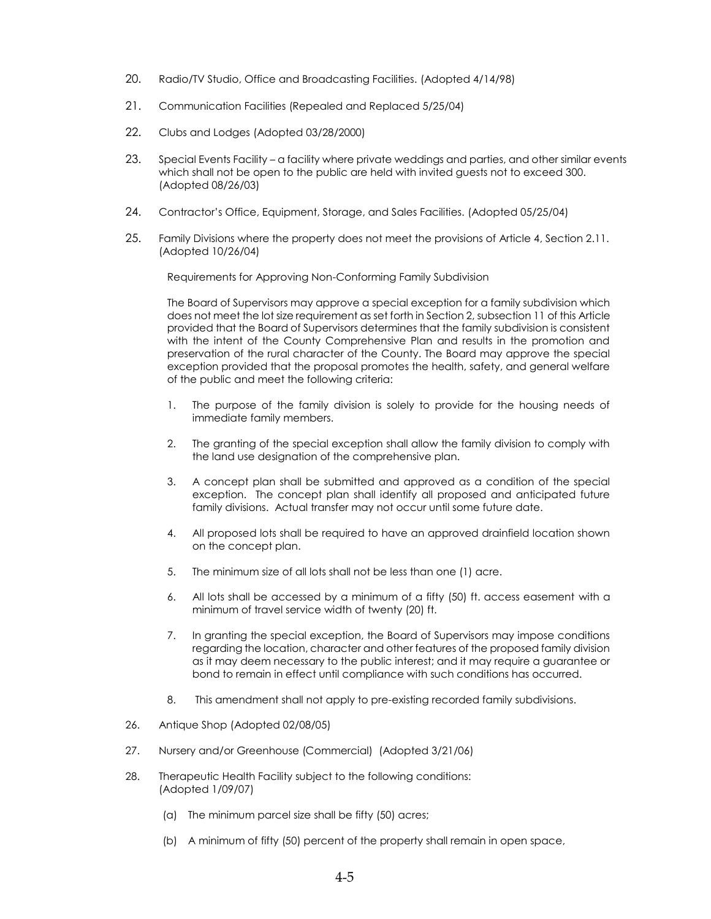20. Radio/TV Studio, Office and Broadcasting Facilities. (Adopted 4/14/98)

21. Communication Facilities (Repealed and Replaced 5/25/04)

22. Clubs and Lodges (Adopted 03/28/2000)

23. Special Events Facility – a facility where private weddings and parties, and other similar events which shall not be open to the public are held with invited guests not to exceed 300. (Adopted 08/26/03)

24. Contractor's Office, Equipment, Storage, and Sales Facilities. (Adopted 05/25/04)

25. Family Divisions where the property does not meet the provisions of Article 4, Section 2.11. (Adopted 10/26/04)

    Requirements for Approving Non-Conforming Family Subdivision

    The Board of Supervisors may approve a special exception for a family subdivision which does not meet the lot size requirement as set forth in Section 2, subsection 11 of this Article provided that the Board of Supervisors determines that the family subdivision is consistent with the intent of the County Comprehensive Plan and results in the promotion and preservation of the rural character of the County. The Board may approve the special exception provided that the proposal promotes the health, safety, and general welfare of the public and meet the following criteria:

    1. The purpose of the family division is solely to provide for the housing needs of immediate family members.

    2. The granting of the special exception shall allow the family division to comply with the land use designation of the comprehensive plan.

    3. A concept plan shall be submitted and approved as a condition of the special exception. The concept plan shall identify all proposed and anticipated future family divisions. Actual transfer may not occur until some future date.

    4. All proposed lots shall be required to have an approved drainfield location shown on the concept plan.

    5. The minimum size of all lots shall not be less than one (1) acre.

    6. All lots shall be accessed by a minimum of a fifty (50) ft. access easement with a minimum of travel service width of twenty (20) ft.

    7. In granting the special exception, the Board of Supervisors may impose conditions regarding the location, character and other features of the proposed family division as it may deem necessary to the public interest; and it may require a guarantee or bond to remain in effect until compliance with such conditions has occurred.

    8. This amendment shall not apply to pre-existing recorded family subdivisions.

26. Antique Shop (Adopted 02/08/05)

27. Nursery and/or Greenhouse (Commercial) (Adopted 3/21/06)

28. Therapeutic Health Facility subject to the following conditions: (Adopted 1/09/07)

    (a) The minimum parcel size shall be fifty (50) acres;

    (b) A minimum of fifty (50) percent of the property shall remain in open space,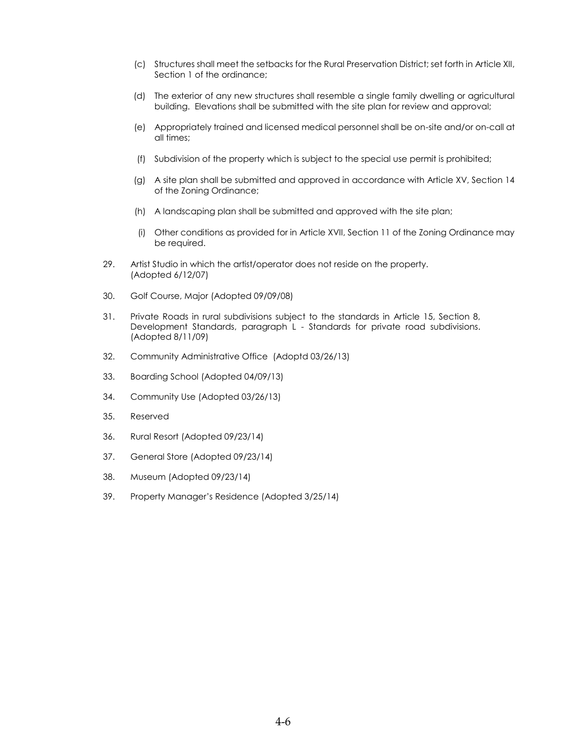(c) Structures shall meet the setbacks for the Rural Preservation District; set forth in Article XII, Section 1 of the ordinance;

(d) The exterior of any new structures shall resemble a single family dwelling or agricultural building. Elevations shall be submitted with the site plan for review and approval;

(e) Appropriately trained and licensed medical personnel shall be on-site and/or on-call at all times;

(f) Subdivision of the property which is subject to the special use permit is prohibited;

(g) A site plan shall be submitted and approved in accordance with Article XV, Section 14 of the Zoning Ordinance;

(h) A landscaping plan shall be submitted and approved with the site plan;

(i) Other conditions as provided for in Article XVII, Section 11 of the Zoning Ordinance may be required.

29. Artist Studio in which the artist/operator does not reside on the property. (Adopted 6/12/07)

30. Golf Course, Major (Adopted 09/09/08)

31. Private Roads in rural subdivisions subject to the standards in Article 15, Section 8, Development Standards, paragraph L - Standards for private road subdivisions. (Adopted 8/11/09)

32. Community Administrative Office (Adoptd 03/26/13)

33. Boarding School (Adopted 04/09/13)

34. Community Use (Adopted 03/26/13)

35. Reserved

36. Rural Resort (Adopted 09/23/14)

37. General Store (Adopted 09/23/14)

38. Museum (Adopted 09/23/14)

39. Property Manager's Residence (Adopted 3/25/14)